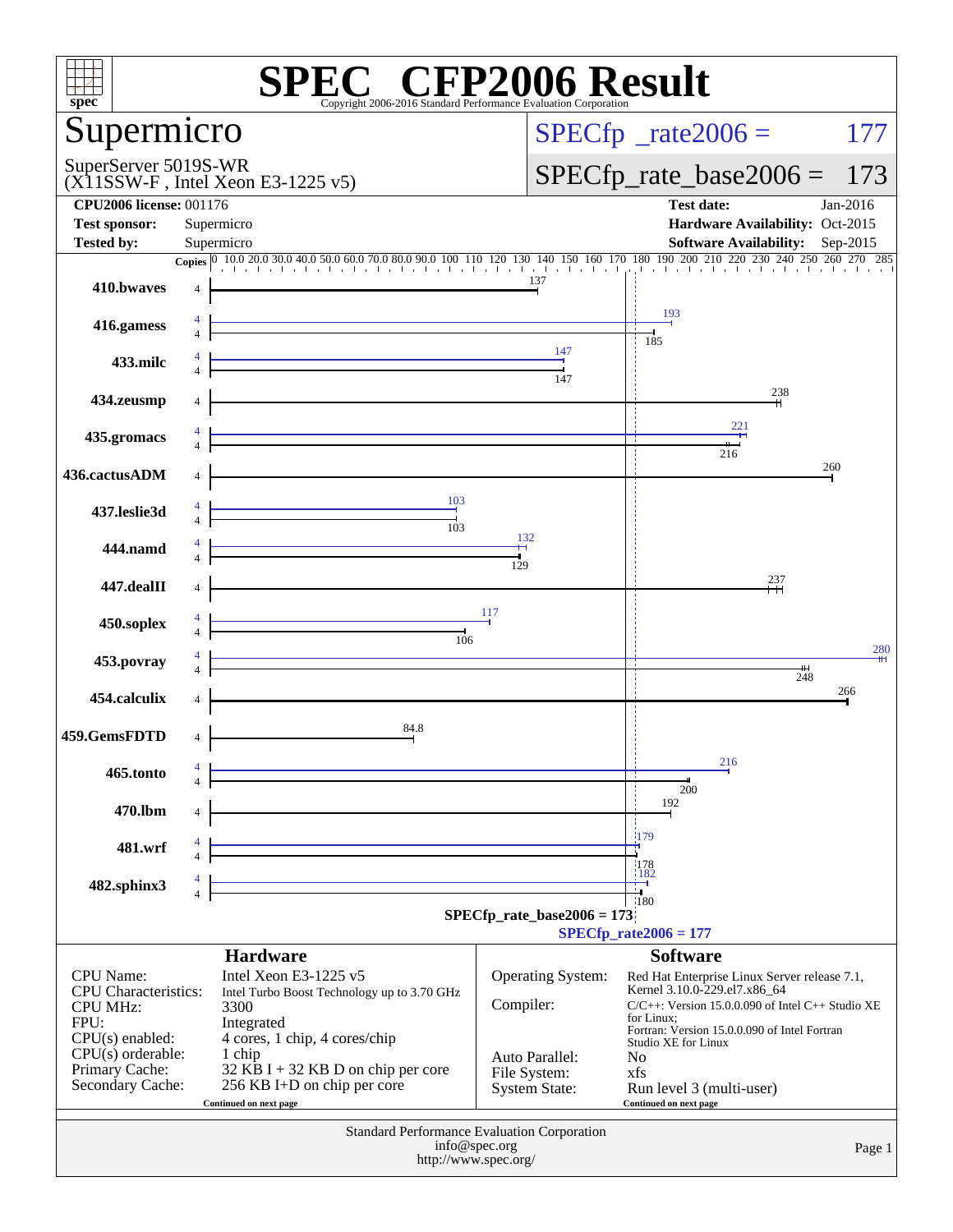# SPEC CFP2006 Result

Copyright 2006-2016 Standard Performance Evaluation Corporation

## Supermicro

SuperServer 5019S-WR
(X11SSW-F , Intel Xeon E3-1225 v5)

SPECfp_rate2006 = 177

SPECfp_rate_base2006 = 173

| | | | |
|---|---|---|---|
| **CPU2006 license:** 001176 | | **Test date:** | Jan-2016 |
| **Test sponsor:** | Supermicro | **Hardware Availability:** | Oct-2015 |
| **Tested by:** | Supermicro | **Software Availability:** | Sep-2015 |

| Benchmark | Copies (peak) | Peak | Copies (base) | Base |
|---|---|---|---|---|
| 410.bwaves | | | 4 | 137 |
| 416.gamess | 4 | 193 | 4 | 185 |
| 433.milc | 4 | 147 | 4 | 147 |
| 434.zeusmp | | | 4 | 238 |
| 435.gromacs | 4 | 221 | 4 | 216 |
| 436.cactusADM | | | 4 | 260 |
| 437.leslie3d | 4 | 103 | 4 | 103 |
| 444.namd | 4 | 132 | 4 | 129 |
| 447.dealII | | | 4 | 237 |
| 450.soplex | 4 | 117 | 4 | 106 |
| 453.povray | 4 | 280 | 4 | 248 |
| 454.calculix | | | 4 | 266 |
| 459.GemsFDTD | | | 4 | 84.8 |
| 465.tonto | 4 | 216 | 4 | 200 |
| 470.lbm | | | 4 | 192 |
| 481.wrf | 4 | 179 | 4 | 178 |
| 482.sphinx3 | 4 | 182 | 4 | 180 |

SPECfp_rate_base2006 = 173

SPECfp_rate2006 = 177

### Hardware

| | |
|---|---|
| CPU Name: | Intel Xeon E3-1225 v5 |
| CPU Characteristics: | Intel Turbo Boost Technology up to 3.70 GHz |
| CPU MHz: | 3300 |
| FPU: | Integrated |
| CPU(s) enabled: | 4 cores, 1 chip, 4 cores/chip |
| CPU(s) orderable: | 1 chip |
| Primary Cache: | 32 KB I + 32 KB D on chip per core |
| Secondary Cache: | 256 KB I+D on chip per core |

Continued on next page

### Software

| | |
|---|---|
| Operating System: | Red Hat Enterprise Linux Server release 7.1, Kernel 3.10.0-229.el7.x86_64 |
| Compiler: | C/C++: Version 15.0.0.090 of Intel C++ Studio XE for Linux; Fortran: Version 15.0.0.090 of Intel Fortran Studio XE for Linux |
| Auto Parallel: | No |
| File System: | xfs |
| System State: | Run level 3 (multi-user) |

Continued on next page

Standard Performance Evaluation Corporation
info@spec.org
http://www.spec.org/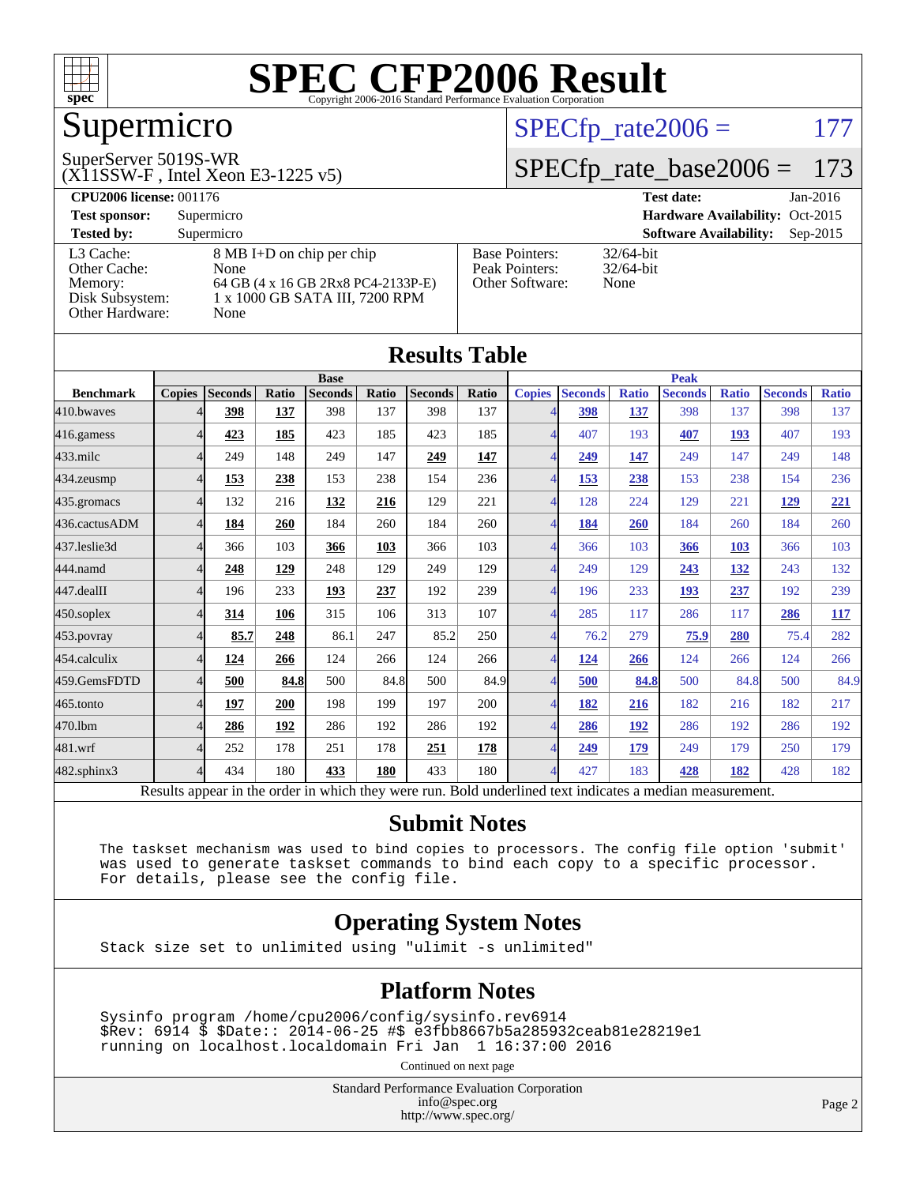# SPEC CFP2006 Result

Copyright 2006-2016 Standard Performance Evaluation Corporation

## Supermicro

SuperServer 5019S-WR
(X11SSW-F , Intel Xeon E3-1225 v5)

SPECfp_rate2006 = 177

SPECfp_rate_base2006 = 173

**CPU2006 license:** 001176
**Test sponsor:** Supermicro
**Tested by:** Supermicro

**Test date:** Jan-2016
**Hardware Availability:** Oct-2015
**Software Availability:** Sep-2015

| | |
|---|---|
| L3 Cache: | 8 MB I+D on chip per chip |
| Other Cache: | None |
| Memory: | 64 GB (4 x 16 GB 2Rx8 PC4-2133P-E) |
| Disk Subsystem: | 1 x 1000 GB SATA III, 7200 RPM |
| Other Hardware: | None |

| | |
|---|---|
| Base Pointers: | 32/64-bit |
| Peak Pointers: | 32/64-bit |
| Other Software: | None |

## Results Table

| Benchmark | Base | | | | | | | Peak | | | | | | |
|---|---|---|---|---|---|---|---|---|---|---|---|---|---|---|
| | Copies | Seconds | Ratio | Seconds | Ratio | Seconds | Ratio | Copies | Seconds | Ratio | Seconds | Ratio | Seconds | Ratio |
| 410.bwaves | 4 | **398** | **137** | 398 | 137 | 398 | 137 | 4 | **398** | **137** | 398 | 137 | 398 | 137 |
| 416.gamess | 4 | **423** | **185** | 423 | 185 | 423 | 185 | 4 | 407 | 193 | **407** | **193** | 407 | 193 |
| 433.milc | 4 | 249 | 148 | 249 | 147 | **249** | **147** | 4 | **249** | **147** | 249 | 147 | 249 | 148 |
| 434.zeusmp | 4 | **153** | **238** | 153 | 238 | 154 | 236 | 4 | **153** | **238** | 153 | 238 | 154 | 236 |
| 435.gromacs | 4 | 132 | 216 | **132** | **216** | 129 | 221 | 4 | 128 | 224 | 129 | 221 | **129** | **221** |
| 436.cactusADM | 4 | **184** | **260** | 184 | 260 | 184 | 260 | 4 | **184** | **260** | 184 | 260 | 184 | 260 |
| 437.leslie3d | 4 | 366 | 103 | **366** | **103** | 366 | 103 | 4 | 366 | 103 | **366** | **103** | 366 | 103 |
| 444.namd | 4 | **248** | **129** | 248 | 129 | 249 | 129 | 4 | 249 | 129 | **243** | **132** | 243 | 132 |
| 447.dealII | 4 | 196 | 233 | **193** | **237** | 192 | 239 | 4 | 196 | 233 | **193** | **237** | 192 | 239 |
| 450.soplex | 4 | **314** | **106** | 315 | 106 | 313 | 107 | 4 | 285 | 117 | 286 | 117 | **286** | **117** |
| 453.povray | 4 | **85.7** | **248** | 86.1 | 247 | 85.2 | 250 | 4 | 76.2 | 279 | **75.9** | **280** | 75.4 | 282 |
| 454.calculix | 4 | **124** | **266** | 124 | 266 | 124 | 266 | 4 | **124** | **266** | 124 | 266 | 124 | 266 |
| 459.GemsFDTD | 4 | **500** | **84.8** | 500 | 84.8 | 500 | 84.9 | 4 | **500** | **84.8** | 500 | 84.8 | 500 | 84.9 |
| 465.tonto | 4 | **197** | **200** | 198 | 199 | 197 | 200 | 4 | **182** | **216** | 182 | 216 | 182 | 217 |
| 470.lbm | 4 | **286** | **192** | 286 | 192 | 286 | 192 | 4 | **286** | **192** | 286 | 192 | 286 | 192 |
| 481.wrf | 4 | 252 | 178 | 251 | 178 | **251** | **178** | 4 | **249** | **179** | 249 | 179 | 250 | 179 |
| 482.sphinx3 | 4 | 434 | 180 | **433** | **180** | 433 | 180 | 4 | 427 | 183 | **428** | **182** | 428 | 182 |

Results appear in the order in which they were run. Bold underlined text indicates a median measurement.

## Submit Notes

```
The taskset mechanism was used to bind copies to processors. The config file option 'submit'
was used to generate taskset commands to bind each copy to a specific processor.
For details, please see the config file.
```

## Operating System Notes

```
Stack size set to unlimited using "ulimit -s unlimited"
```

## Platform Notes

```
Sysinfo program /home/cpu2006/config/sysinfo.rev6914
$Rev: 6914 $ $Date:: 2014-06-25 #$ e3fbb8667b5a285932ceab81e28219e1
running on localhost.localdomain Fri Jan  1 16:37:00 2016
```

Continued on next page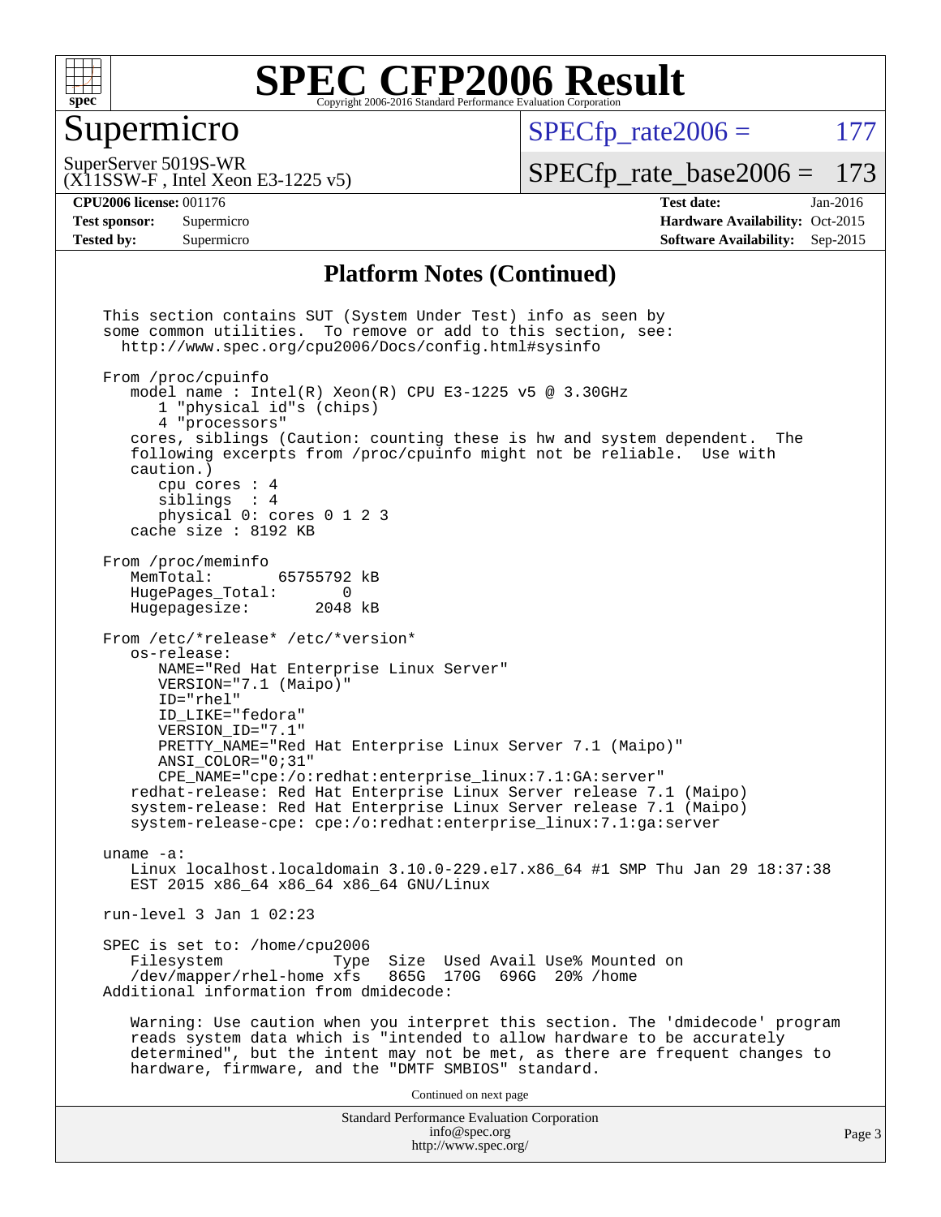## Platform Notes (Continued)

```
This section contains SUT (System Under Test) info as seen by
some common utilities.  To remove or add to this section, see:
  http://www.spec.org/cpu2006/Docs/config.html#sysinfo

From /proc/cpuinfo
   model name : Intel(R) Xeon(R) CPU E3-1225 v5 @ 3.30GHz
      1 "physical id"s (chips)
      4 "processors"
   cores, siblings (Caution: counting these is hw and system dependent.  The
   following excerpts from /proc/cpuinfo might not be reliable.  Use with
   caution.)
      cpu cores : 4
      siblings  : 4
      physical 0: cores 0 1 2 3
   cache size : 8192 KB

From /proc/meminfo
   MemTotal:       65755792 kB
   HugePages_Total:       0
   Hugepagesize:       2048 kB

From /etc/*release* /etc/*version*
   os-release:
      NAME="Red Hat Enterprise Linux Server"
      VERSION="7.1 (Maipo)"
      ID="rhel"
      ID_LIKE="fedora"
      VERSION_ID="7.1"
      PRETTY_NAME="Red Hat Enterprise Linux Server 7.1 (Maipo)"
      ANSI_COLOR="0;31"
      CPE_NAME="cpe:/o:redhat:enterprise_linux:7.1:GA:server"
   redhat-release: Red Hat Enterprise Linux Server release 7.1 (Maipo)
   system-release: Red Hat Enterprise Linux Server release 7.1 (Maipo)
   system-release-cpe: cpe:/o:redhat:enterprise_linux:7.1:ga:server

uname -a:
   Linux localhost.localdomain 3.10.0-229.el7.x86_64 #1 SMP Thu Jan 29 18:37:38
   EST 2015 x86_64 x86_64 x86_64 GNU/Linux

run-level 3 Jan 1 02:23

SPEC is set to: /home/cpu2006
   Filesystem            Type  Size  Used Avail Use% Mounted on
   /dev/mapper/rhel-home xfs   865G  170G  696G  20% /home
Additional information from dmidecode:

   Warning: Use caution when you interpret this section. The 'dmidecode' program
   reads system data which is "intended to allow hardware to be accurately
   determined", but the intent may not be met, as there are frequent changes to
   hardware, firmware, and the "DMTF SMBIOS" standard.
```

Continued on next page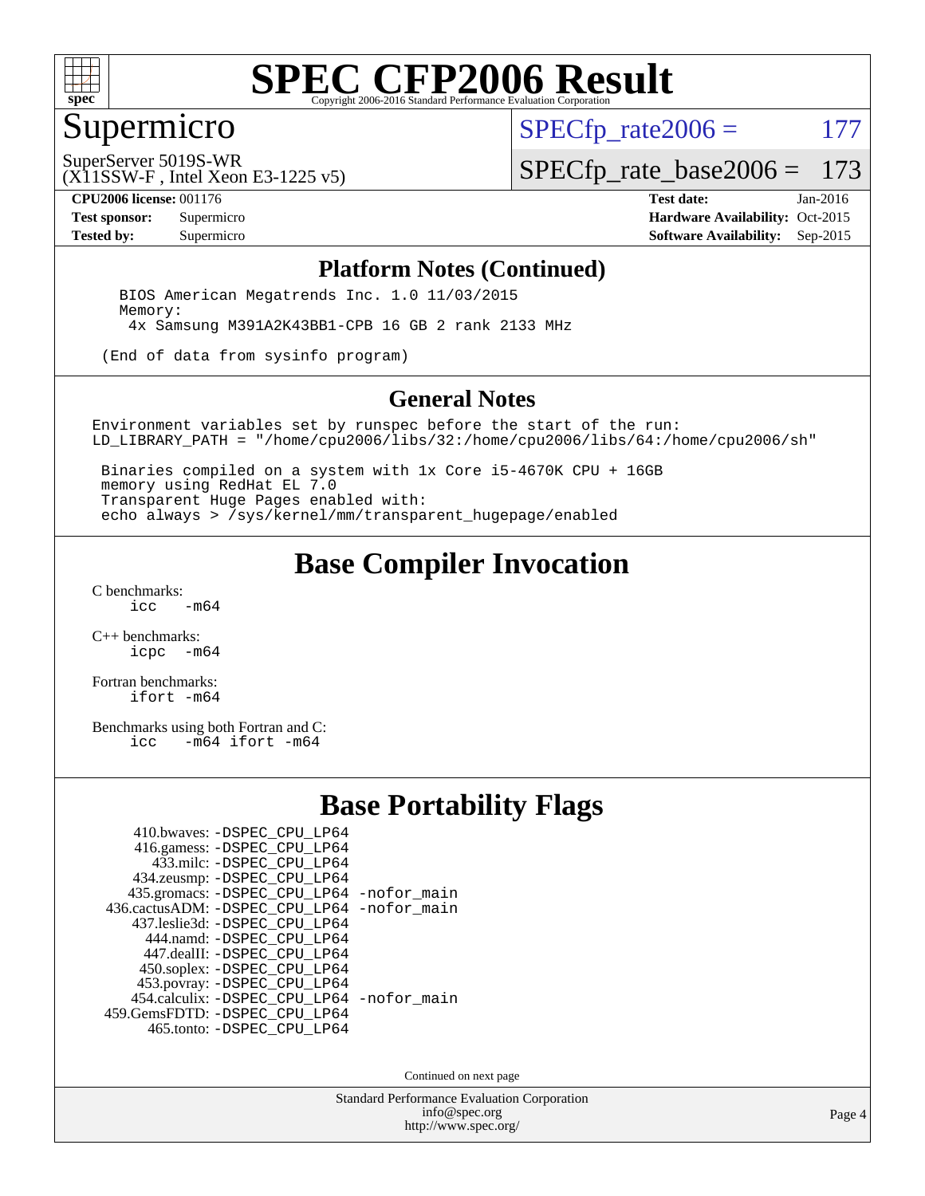Supermicro

SuperServer 5019S-WR
(X11SSW-F , Intel Xeon E3-1225 v5)

SPECfp_rate2006 = 177

SPECfp_rate_base2006 = 173

**CPU2006 license:** 001176
**Test sponsor:** Supermicro
**Tested by:** Supermicro

**Test date:** Jan-2016
**Hardware Availability:** Oct-2015
**Software Availability:** Sep-2015

## Platform Notes (Continued)

```
BIOS American Megatrends Inc. 1.0 11/03/2015
Memory:
 4x Samsung M391A2K43BB1-CPB 16 GB 2 rank 2133 MHz

(End of data from sysinfo program)
```

## General Notes

```
Environment variables set by runspec before the start of the run:
LD_LIBRARY_PATH = "/home/cpu2006/libs/32:/home/cpu2006/libs/64:/home/cpu2006/sh"

 Binaries compiled on a system with 1x Core i5-4670K CPU + 16GB
 memory using RedHat EL 7.0
 Transparent Huge Pages enabled with:
 echo always > /sys/kernel/mm/transparent_hugepage/enabled
```

## Base Compiler Invocation

C benchmarks:
```
icc   -m64
```

C++ benchmarks:
```
icpc  -m64
```

Fortran benchmarks:
```
ifort -m64
```

Benchmarks using both Fortran and C:
```
icc   -m64 ifort -m64
```

## Base Portability Flags

```
    410.bwaves: -DSPEC_CPU_LP64
    416.gamess: -DSPEC_CPU_LP64
      433.milc: -DSPEC_CPU_LP64
    434.zeusmp: -DSPEC_CPU_LP64
   435.gromacs: -DSPEC_CPU_LP64 -nofor_main
436.cactusADM: -DSPEC_CPU_LP64 -nofor_main
  437.leslie3d: -DSPEC_CPU_LP64
      444.namd: -DSPEC_CPU_LP64
    447.dealII: -DSPEC_CPU_LP64
    450.soplex: -DSPEC_CPU_LP64
    453.povray: -DSPEC_CPU_LP64
  454.calculix: -DSPEC_CPU_LP64 -nofor_main
 459.GemsFDTD: -DSPEC_CPU_LP64
     465.tonto: -DSPEC_CPU_LP64
```

Continued on next page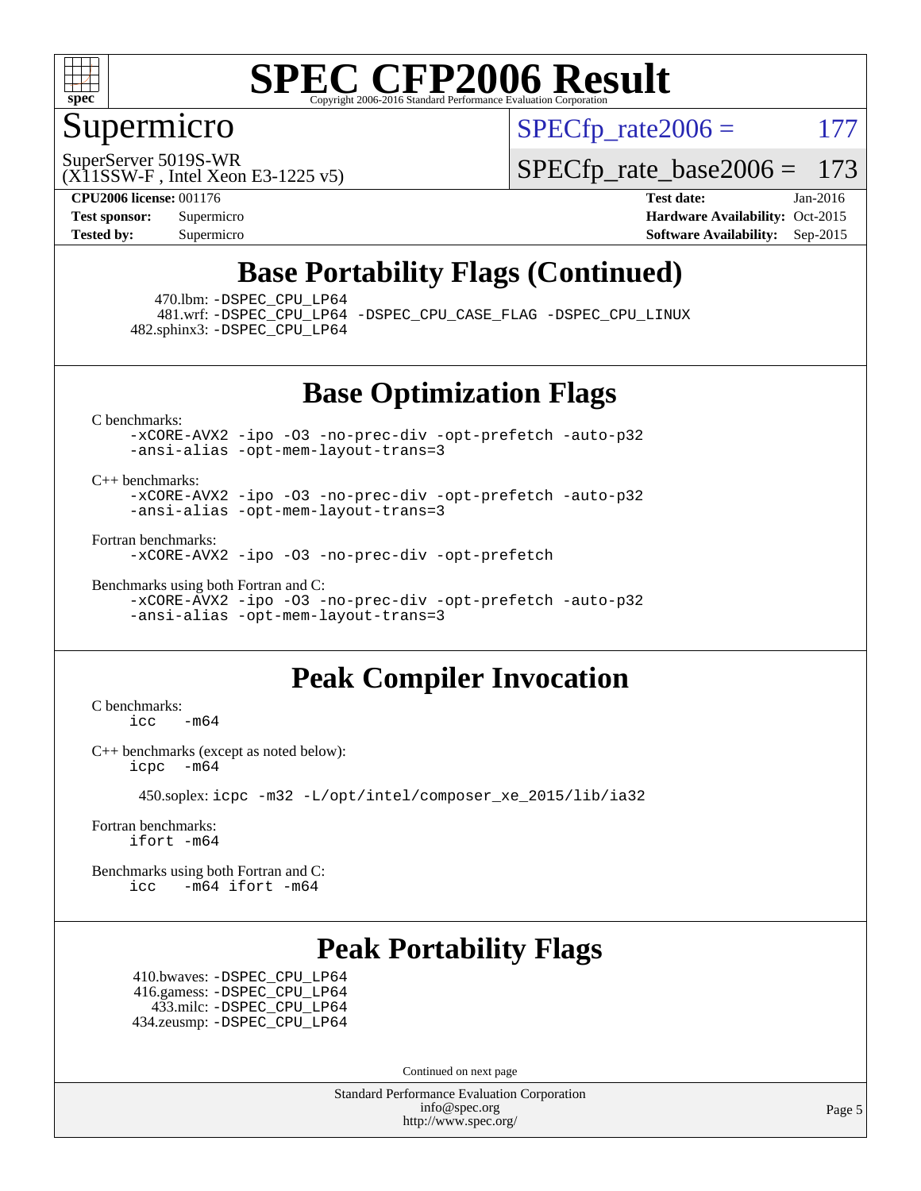# Supermicro

SuperServer 5019S-WR
(X11SSW-F , Intel Xeon E3-1225 v5)

SPECfp_rate2006 = 177

SPECfp_rate_base2006 = 173

**CPU2006 license:** 001176
**Test sponsor:** Supermicro
**Tested by:** Supermicro

**Test date:** Jan-2016
**Hardware Availability:** Oct-2015
**Software Availability:** Sep-2015

## Base Portability Flags (Continued)

470.lbm: -DSPEC_CPU_LP64
481.wrf: -DSPEC_CPU_LP64 -DSPEC_CPU_CASE_FLAG -DSPEC_CPU_LINUX
482.sphinx3: -DSPEC_CPU_LP64

## Base Optimization Flags

C benchmarks:
-xCORE-AVX2 -ipo -O3 -no-prec-div -opt-prefetch -auto-p32 -ansi-alias -opt-mem-layout-trans=3

C++ benchmarks:
-xCORE-AVX2 -ipo -O3 -no-prec-div -opt-prefetch -auto-p32 -ansi-alias -opt-mem-layout-trans=3

Fortran benchmarks:
-xCORE-AVX2 -ipo -O3 -no-prec-div -opt-prefetch

Benchmarks using both Fortran and C:
-xCORE-AVX2 -ipo -O3 -no-prec-div -opt-prefetch -auto-p32 -ansi-alias -opt-mem-layout-trans=3

## Peak Compiler Invocation

C benchmarks:
icc -m64

C++ benchmarks (except as noted below):
icpc -m64

450.soplex: icpc -m32 -L/opt/intel/composer_xe_2015/lib/ia32

Fortran benchmarks:
ifort -m64

Benchmarks using both Fortran and C:
icc -m64 ifort -m64

## Peak Portability Flags

410.bwaves: -DSPEC_CPU_LP64
416.gamess: -DSPEC_CPU_LP64
433.milc: -DSPEC_CPU_LP64
434.zeusmp: -DSPEC_CPU_LP64

Continued on next page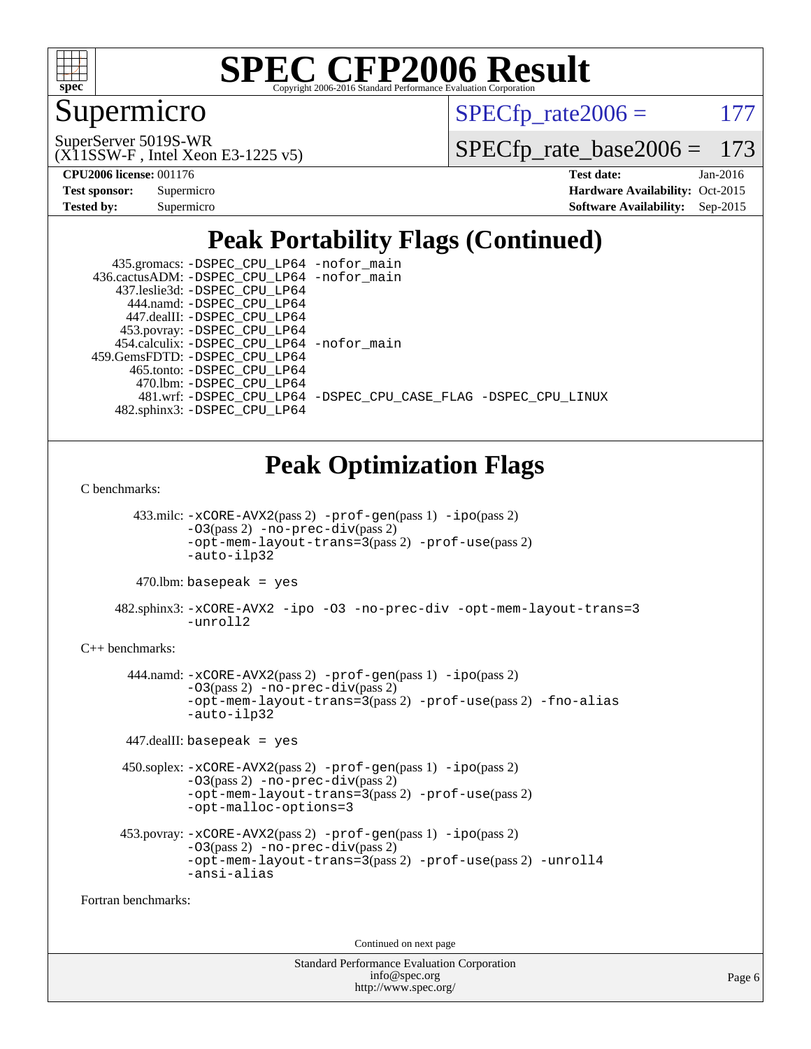# Peak Portability Flags (Continued)

```
  435.gromacs: -DSPEC_CPU_LP64 -nofor_main
 436.cactusADM: -DSPEC_CPU_LP64 -nofor_main
  437.leslie3d: -DSPEC_CPU_LP64
    444.namd: -DSPEC_CPU_LP64
   447.dealII: -DSPEC_CPU_LP64
   453.povray: -DSPEC_CPU_LP64
  454.calculix: -DSPEC_CPU_LP64 -nofor_main
 459.GemsFDTD: -DSPEC_CPU_LP64
    465.tonto: -DSPEC_CPU_LP64
     470.lbm: -DSPEC_CPU_LP64
     481.wrf: -DSPEC_CPU_LP64 -DSPEC_CPU_CASE_FLAG -DSPEC_CPU_LINUX
  482.sphinx3: -DSPEC_CPU_LP64
```

# Peak Optimization Flags

C benchmarks:

433.milc: -xCORE-AVX2(pass 2) -prof-gen(pass 1) -ipo(pass 2) -O3(pass 2) -no-prec-div(pass 2) -opt-mem-layout-trans=3(pass 2) -prof-use(pass 2) -auto-ilp32

470.lbm: basepeak = yes

482.sphinx3: -xCORE-AVX2 -ipo -O3 -no-prec-div -opt-mem-layout-trans=3 -unroll2

C++ benchmarks:

444.namd: -xCORE-AVX2(pass 2) -prof-gen(pass 1) -ipo(pass 2) -O3(pass 2) -no-prec-div(pass 2) -opt-mem-layout-trans=3(pass 2) -prof-use(pass 2) -fno-alias -auto-ilp32

447.dealII: basepeak = yes

450.soplex: -xCORE-AVX2(pass 2) -prof-gen(pass 1) -ipo(pass 2) -O3(pass 2) -no-prec-div(pass 2) -opt-mem-layout-trans=3(pass 2) -prof-use(pass 2) -opt-malloc-options=3

453.povray: -xCORE-AVX2(pass 2) -prof-gen(pass 1) -ipo(pass 2) -O3(pass 2) -no-prec-div(pass 2) -opt-mem-layout-trans=3(pass 2) -prof-use(pass 2) -unroll4 -ansi-alias

Fortran benchmarks:

Continued on next page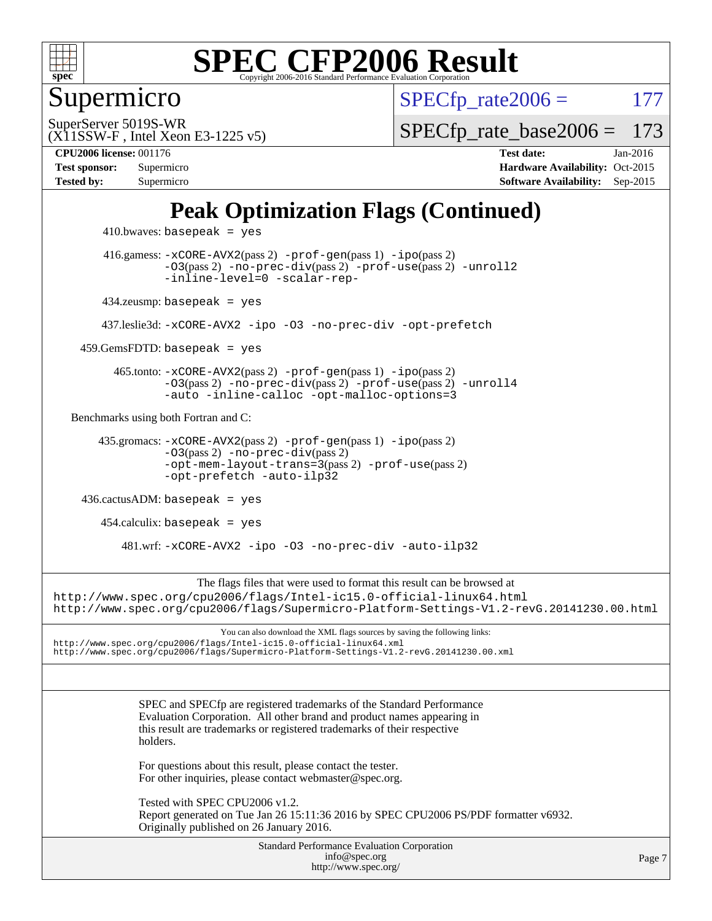# Peak Optimization Flags (Continued)

410.bwaves: basepeak = yes

416.gamess: -xCORE-AVX2(pass 2) -prof-gen(pass 1) -ipo(pass 2) -O3(pass 2) -no-prec-div(pass 2) -prof-use(pass 2) -unroll2 -inline-level=0 -scalar-rep-

434.zeusmp: basepeak = yes

437.leslie3d: -xCORE-AVX2 -ipo -O3 -no-prec-div -opt-prefetch

459.GemsFDTD: basepeak = yes

465.tonto: -xCORE-AVX2(pass 2) -prof-gen(pass 1) -ipo(pass 2) -O3(pass 2) -no-prec-div(pass 2) -prof-use(pass 2) -unroll4 -auto -inline-calloc -opt-malloc-options=3

Benchmarks using both Fortran and C:

435.gromacs: -xCORE-AVX2(pass 2) -prof-gen(pass 1) -ipo(pass 2) -O3(pass 2) -no-prec-div(pass 2) -opt-mem-layout-trans=3(pass 2) -prof-use(pass 2) -opt-prefetch -auto-ilp32

436.cactusADM: basepeak = yes

454.calculix: basepeak = yes

481.wrf: -xCORE-AVX2 -ipo -O3 -no-prec-div -auto-ilp32

The flags files that were used to format this result can be browsed at
http://www.spec.org/cpu2006/flags/Intel-ic15.0-official-linux64.html
http://www.spec.org/cpu2006/flags/Supermicro-Platform-Settings-V1.2-revG.20141230.00.html

You can also download the XML flags sources by saving the following links:
http://www.spec.org/cpu2006/flags/Intel-ic15.0-official-linux64.xml
http://www.spec.org/cpu2006/flags/Supermicro-Platform-Settings-V1.2-revG.20141230.00.xml

SPEC and SPECfp are registered trademarks of the Standard Performance Evaluation Corporation. All other brand and product names appearing in this result are trademarks or registered trademarks of their respective holders.

For questions about this result, please contact the tester.
For other inquiries, please contact webmaster@spec.org.

Tested with SPEC CPU2006 v1.2.
Report generated on Tue Jan 26 15:11:36 2016 by SPEC CPU2006 PS/PDF formatter v6932.
Originally published on 26 January 2016.